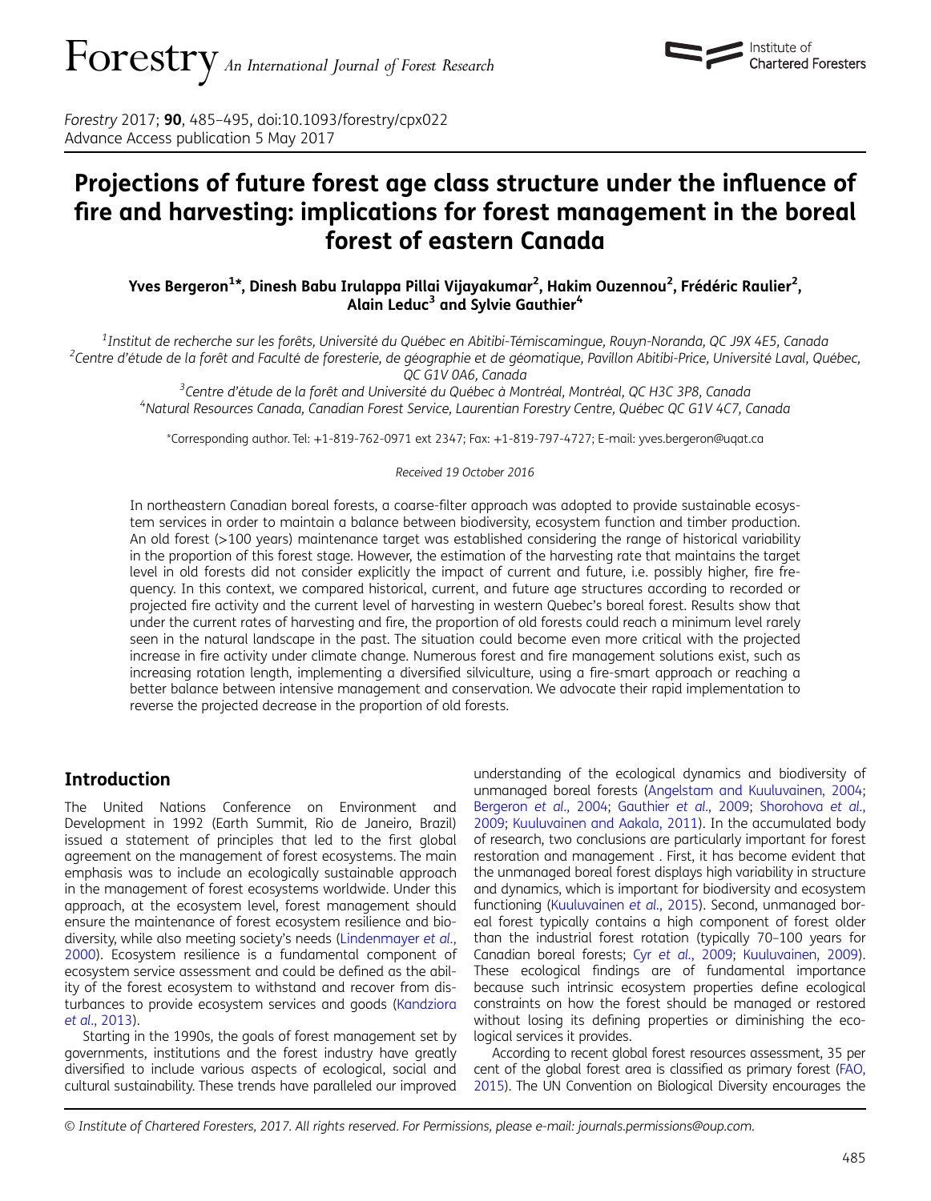# Projections of future forest age class structure under the influence of fire and harvesting: implications for forest management in the boreal forest of eastern Canada

**Yves Bergeron[1]\*, Dinesh Babu Irulappa Pillai Vijayakumar[2], Hakim Ouzennou[2], Frédéric Raulier[2], Alain Leduc[3] and Sylvie Gauthier[4]**

[1]Institut de recherche sur les forêts, Université du Québec en Abitibi-Témiscamingue, Rouyn-Noranda, QC J9X 4E5, Canada
[2]Centre d'étude de la forêt and Faculté de foresterie, de géographie et de géomatique, Pavillon Abitibi-Price, Université Laval, Québec, QC G1V 0A6, Canada
[3]Centre d'étude de la forêt and Université du Québec à Montréal, Montréal, QC H3C 3P8, Canada
[4]Natural Resources Canada, Canadian Forest Service, Laurentian Forestry Centre, Québec QC G1V 4C7, Canada

\*Corresponding author. Tel: +1-819-762-0971 ext 2347; Fax: +1-819-797-4727; E-mail: yves.bergeron@uqat.ca

*Received 19 October 2016*

In northeastern Canadian boreal forests, a coarse-filter approach was adopted to provide sustainable ecosystem services in order to maintain a balance between biodiversity, ecosystem function and timber production. An old forest (>100 years) maintenance target was established considering the range of historical variability in the proportion of this forest stage. However, the estimation of the harvesting rate that maintains the target level in old forests did not consider explicitly the impact of current and future, i.e. possibly higher, fire frequency. In this context, we compared historical, current, and future age structures according to recorded or projected fire activity and the current level of harvesting in western Quebec's boreal forest. Results show that under the current rates of harvesting and fire, the proportion of old forests could reach a minimum level rarely seen in the natural landscape in the past. The situation could become even more critical with the projected increase in fire activity under climate change. Numerous forest and fire management solutions exist, such as increasing rotation length, implementing a diversified silviculture, using a fire-smart approach or reaching a better balance between intensive management and conservation. We advocate their rapid implementation to reverse the projected decrease in the proportion of old forests.

## Introduction

The United Nations Conference on Environment and Development in 1992 (Earth Summit, Rio de Janeiro, Brazil) issued a statement of principles that led to the first global agreement on the management of forest ecosystems. The main emphasis was to include an ecologically sustainable approach in the management of forest ecosystems worldwide. Under this approach, at the ecosystem level, forest management should ensure the maintenance of forest ecosystem resilience and biodiversity, while also meeting society's needs (Lindenmayer *et al.*, 2000). Ecosystem resilience is a fundamental component of ecosystem service assessment and could be defined as the ability of the forest ecosystem to withstand and recover from disturbances to provide ecosystem services and goods (Kandziora *et al.*, 2013).

Starting in the 1990s, the goals of forest management set by governments, institutions and the forest industry have greatly diversified to include various aspects of ecological, social and cultural sustainability. These trends have paralleled our improved understanding of the ecological dynamics and biodiversity of unmanaged boreal forests (Angelstam and Kuuluvainen, 2004; Bergeron *et al.*, 2004; Gauthier *et al.*, 2009; Shorohova *et al.*, 2009; Kuuluvainen and Aakala, 2011). In the accumulated body of research, two conclusions are particularly important for forest restoration and management . First, it has become evident that the unmanaged boreal forest displays high variability in structure and dynamics, which is important for biodiversity and ecosystem functioning (Kuuluvainen *et al.*, 2015). Second, unmanaged boreal forest typically contains a high component of forest older than the industrial forest rotation (typically 70–100 years for Canadian boreal forests; Cyr *et al.*, 2009; Kuuluvainen, 2009). These ecological findings are of fundamental importance because such intrinsic ecosystem properties define ecological constraints on how the forest should be managed or restored without losing its defining properties or diminishing the ecological services it provides.

According to recent global forest resources assessment, 35 per cent of the global forest area is classified as primary forest (FAO, 2015). The UN Convention on Biological Diversity encourages the

© Institute of Chartered Foresters, 2017. All rights reserved. For Permissions, please e-mail: journals.permissions@oup.com.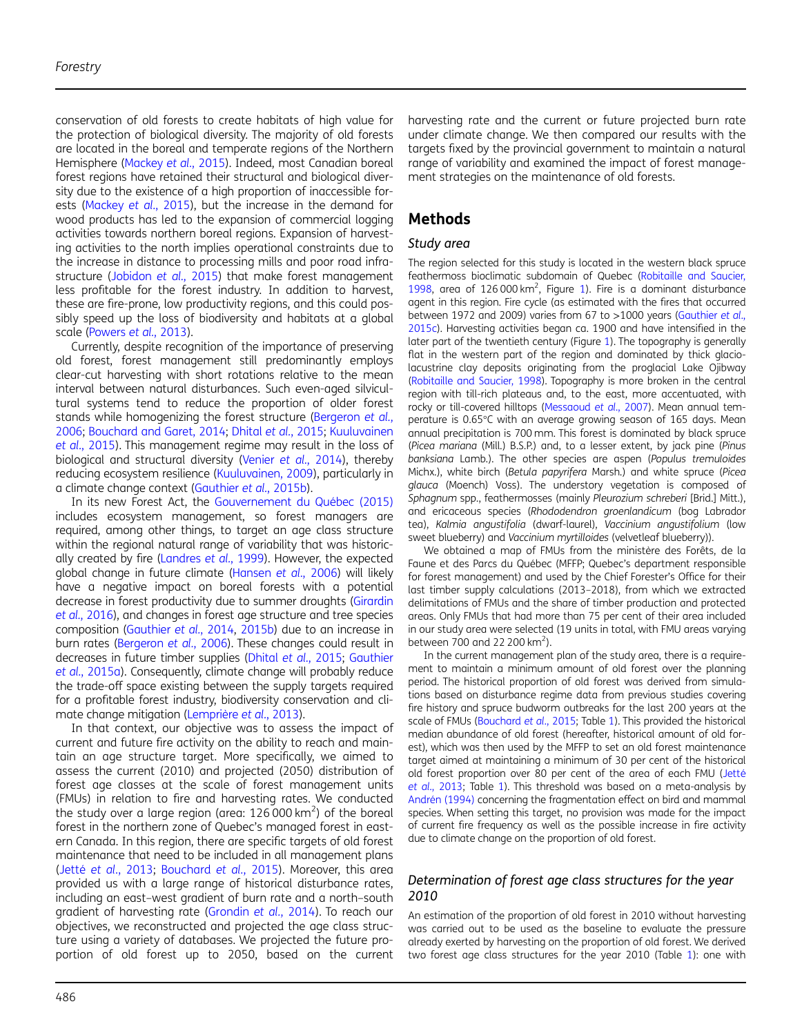conservation of old forests to create habitats of high value for the protection of biological diversity. The majority of old forests are located in the boreal and temperate regions of the Northern Hemisphere (Mackey *et al*., 2015). Indeed, most Canadian boreal forest regions have retained their structural and biological diversity due to the existence of a high proportion of inaccessible forests (Mackey *et al*., 2015), but the increase in the demand for wood products has led to the expansion of commercial logging activities towards northern boreal regions. Expansion of harvesting activities to the north implies operational constraints due to the increase in distance to processing mills and poor road infrastructure (Jobidon *et al*., 2015) that make forest management less profitable for the forest industry. In addition to harvest, these are fire-prone, low productivity regions, and this could possibly speed up the loss of biodiversity and habitats at a global scale (Powers *et al*., 2013).

Currently, despite recognition of the importance of preserving old forest, forest management still predominantly employs clear-cut harvesting with short rotations relative to the mean interval between natural disturbances. Such even-aged silvicultural systems tend to reduce the proportion of older forest stands while homogenizing the forest structure (Bergeron *et al*., 2006; Bouchard and Garet, 2014; Dhital *et al*., 2015; Kuuluvainen *et al*., 2015). This management regime may result in the loss of biological and structural diversity (Venier *et al*., 2014), thereby reducing ecosystem resilience (Kuuluvainen, 2009), particularly in a climate change context (Gauthier *et al*., 2015b).

In its new Forest Act, the Gouvernement du Québec (2015) includes ecosystem management, so forest managers are required, among other things, to target an age class structure within the regional natural range of variability that was historically created by fire (Landres *et al*., 1999). However, the expected global change in future climate (Hansen *et al*., 2006) will likely have a negative impact on boreal forests with a potential decrease in forest productivity due to summer droughts (Girardin *et al*., 2016), and changes in forest age structure and tree species composition (Gauthier *et al*., 2014, 2015b) due to an increase in burn rates (Bergeron *et al*., 2006). These changes could result in decreases in future timber supplies (Dhital *et al*., 2015; Gauthier *et al*., 2015a). Consequently, climate change will probably reduce the trade-off space existing between the supply targets required for a profitable forest industry, biodiversity conservation and climate change mitigation (Lemprière *et al*., 2013).

In that context, our objective was to assess the impact of current and future fire activity on the ability to reach and maintain an age structure target. More specifically, we aimed to assess the current (2010) and projected (2050) distribution of forest age classes at the scale of forest management units (FMUs) in relation to fire and harvesting rates. We conducted the study over a large region (area: 126 000 km$^2$) of the boreal forest in the northern zone of Quebec's managed forest in eastern Canada. In this region, there are specific targets of old forest maintenance that need to be included in all management plans (Jetté *et al*., 2013; Bouchard *et al*., 2015). Moreover, this area provided us with a large range of historical disturbance rates, including an east–west gradient of burn rate and a north–south gradient of harvesting rate (Grondin *et al*., 2014). To reach our objectives, we reconstructed and projected the age class structure using a variety of databases. We projected the future proportion of old forest up to 2050, based on the current harvesting rate and the current or future projected burn rate under climate change. We then compared our results with the targets fixed by the provincial government to maintain a natural range of variability and examined the impact of forest management strategies on the maintenance of old forests.

## Methods

### Study area

The region selected for this study is located in the western black spruce feathermoss bioclimatic subdomain of Quebec (Robitaille and Saucier, 1998, area of 126 000 km$^2$, Figure 1). Fire is a dominant disturbance agent in this region. Fire cycle (as estimated with the fires that occurred between 1972 and 2009) varies from 67 to >1000 years (Gauthier *et al*., 2015c). Harvesting activities began ca. 1900 and have intensified in the later part of the twentieth century (Figure 1). The topography is generally flat in the western part of the region and dominated by thick glaciolacustrine clay deposits originating from the proglacial Lake Ojibway (Robitaille and Saucier, 1998). Topography is more broken in the central region with till-rich plateaus and, to the east, more accentuated, with rocky or till-covered hilltops (Messaoud *et al*., 2007). Mean annual temperature is 0.65°C with an average growing season of 165 days. Mean annual precipitation is 700 mm. This forest is dominated by black spruce (*Picea mariana* (Mill.) B.S.P.) and, to a lesser extent, by jack pine (*Pinus banksiana* Lamb.). The other species are aspen (*Populus tremuloides* Michx.), white birch (*Betula papyrifera* Marsh.) and white spruce (*Picea glauca* (Moench) Voss). The understory vegetation is composed of *Sphagnum* spp., feathermosses (mainly *Pleurozium schreberi* [Brid.] Mitt.), and ericaceous species (*Rhododendron groenlandicum* (bog Labrador tea), *Kalmia angustifolia* (dwarf-laurel), *Vaccinium angustifolium* (low sweet blueberry) and *Vaccinium myrtilloides* (velvetleaf blueberry)).

We obtained a map of FMUs from the ministère des Forêts, de la Faune et des Parcs du Québec (MFFP; Quebec's department responsible for forest management) and used by the Chief Forester's Office for their last timber supply calculations (2013–2018), from which we extracted delimitations of FMUs and the share of timber production and protected areas. Only FMUs that had more than 75 per cent of their area included in our study area were selected (19 units in total, with FMU areas varying between 700 and 22 200 km$^2$).

In the current management plan of the study area, there is a requirement to maintain a minimum amount of old forest over the planning period. The historical proportion of old forest was derived from simulations based on disturbance regime data from previous studies covering fire history and spruce budworm outbreaks for the last 200 years at the scale of FMUs (Bouchard *et al*., 2015; Table 1). This provided the historical median abundance of old forest (hereafter, historical amount of old forest), which was then used by the MFFP to set an old forest maintenance target aimed at maintaining a minimum of 30 per cent of the historical old forest proportion over 80 per cent of the area of each FMU (Jetté *et al*., 2013; Table 1). This threshold was based on a meta-analysis by Andrén (1994) concerning the fragmentation effect on bird and mammal species. When setting this target, no provision was made for the impact of current fire frequency as well as the possible increase in fire activity due to climate change on the proportion of old forest.

### Determination of forest age class structures for the year 2010

An estimation of the proportion of old forest in 2010 without harvesting was carried out to be used as the baseline to evaluate the pressure already exerted by harvesting on the proportion of old forest. We derived two forest age class structures for the year 2010 (Table 1): one with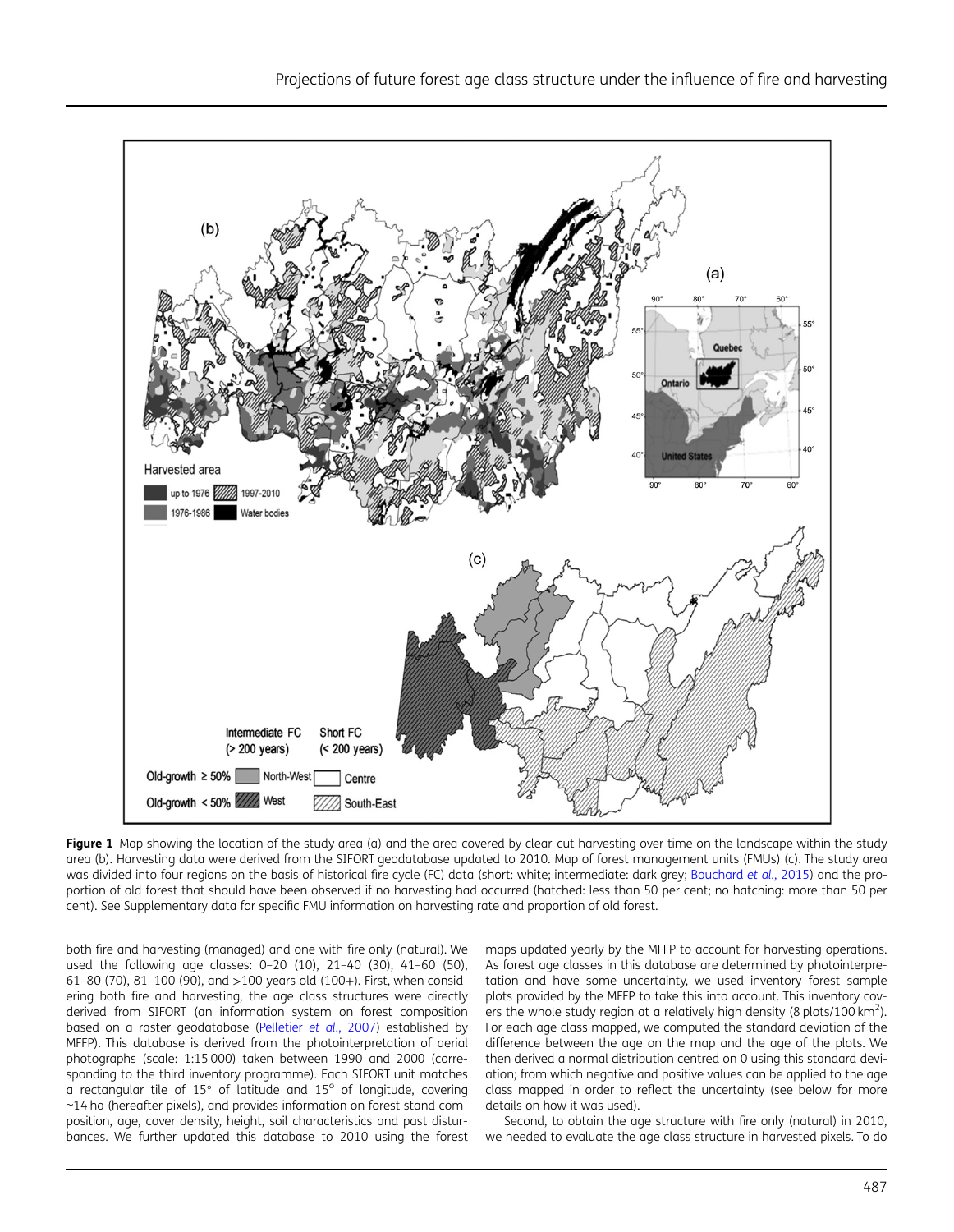Figure 1 Map showing the location of the study area (a) and the area covered by clear-cut harvesting over time on the landscape within the study area (b). Harvesting data were derived from the SIFORT geodatabase updated to 2010. Map of forest management units (FMUs) (c). The study area was divided into four regions on the basis of historical fire cycle (FC) data (short: white; intermediate: dark grey; Bouchard *et al.*, 2015) and the proportion of old forest that should have been observed if no harvesting had occurred (hatched: less than 50 per cent; no hatching: more than 50 per cent). See Supplementary data for specific FMU information on harvesting rate and proportion of old forest.

both fire and harvesting (managed) and one with fire only (natural). We used the following age classes: 0–20 (10), 21–40 (30), 41–60 (50), 61–80 (70), 81–100 (90), and >100 years old (100+). First, when considering both fire and harvesting, the age class structures were directly derived from SIFORT (an information system on forest composition based on a raster geodatabase (Pelletier *et al.*, 2007) established by MFFP). This database is derived from the photointerpretation of aerial photographs (scale: 1:15 000) taken between 1990 and 2000 (corresponding to the third inventory programme). Each SIFORT unit matches a rectangular tile of 15° of latitude and 15° of longitude, covering ~14 ha (hereafter pixels), and provides information on forest stand composition, age, cover density, height, soil characteristics and past disturbances. We further updated this database to 2010 using the forest maps updated yearly by the MFFP to account for harvesting operations. As forest age classes in this database are determined by photointerpretation and have some uncertainty, we used inventory forest sample plots provided by the MFFP to take this into account. This inventory covers the whole study region at a relatively high density (8 plots/100 $km^2$). For each age class mapped, we computed the standard deviation of the difference between the age on the map and the age of the plots. We then derived a normal distribution centred on 0 using this standard deviation; from which negative and positive values can be applied to the age class mapped in order to reflect the uncertainty (see below for more details on how it was used).

Second, to obtain the age structure with fire only (natural) in 2010, we needed to evaluate the age class structure in harvested pixels. To do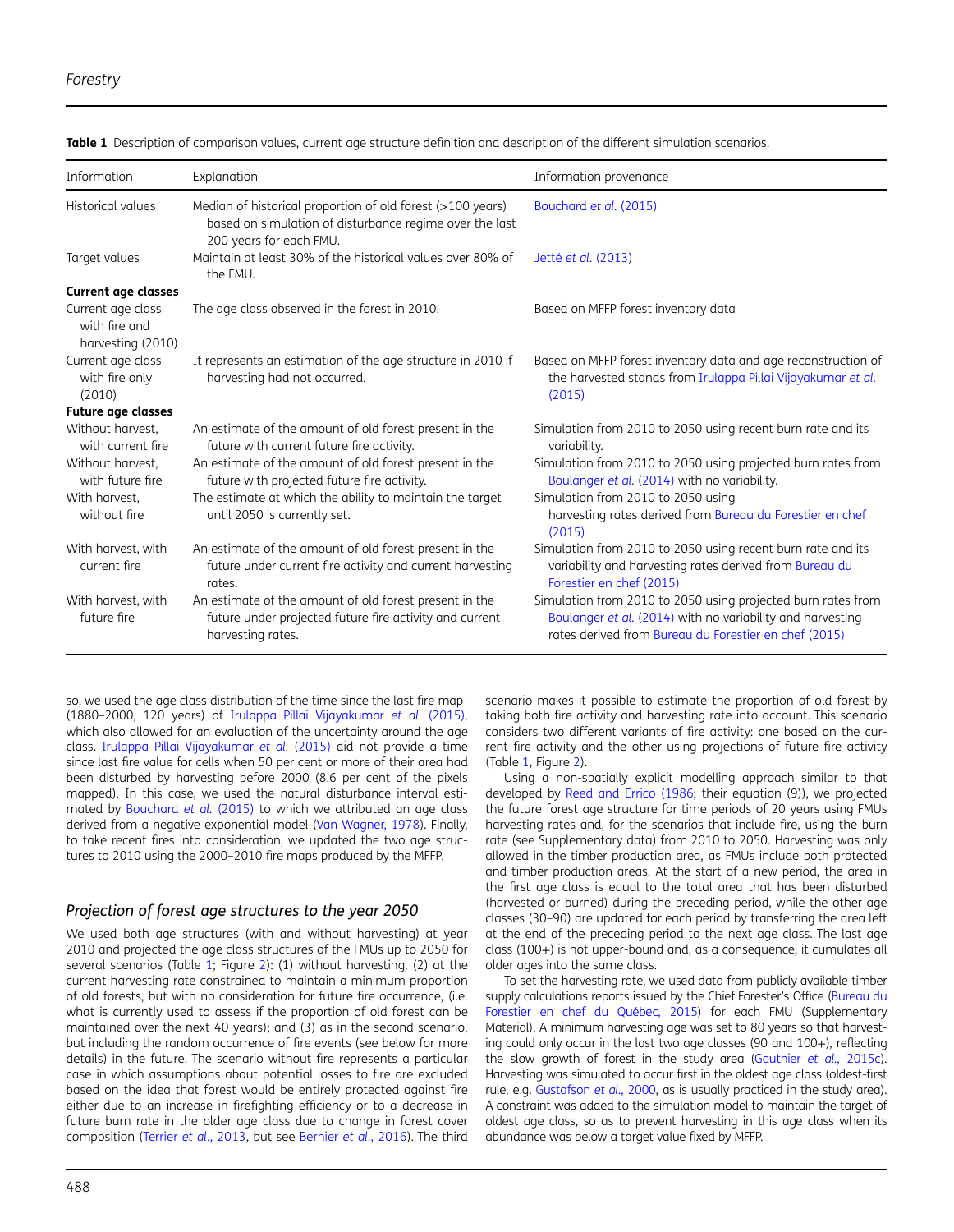**Table 1** Description of comparison values, current age structure definition and description of the different simulation scenarios.

| Information | Explanation | Information provenance |
|---|---|---|
| Historical values | Median of historical proportion of old forest (>100 years) based on simulation of disturbance regime over the last 200 years for each FMU. | Bouchard *et al.* (2015) |
| Target values | Maintain at least 30% of the historical values over 80% of the FMU. | Jetté *et al.* (2013) |
| **Current age classes** | | |
| Current age class with fire and harvesting (2010) | The age class observed in the forest in 2010. | Based on MFFP forest inventory data |
| Current age class with fire only (2010) | It represents an estimation of the age structure in 2010 if harvesting had not occurred. | Based on MFFP forest inventory data and age reconstruction of the harvested stands from Irulappa Pillai Vijayakumar *et al.* (2015) |
| **Future age classes** | | |
| Without harvest, with current fire | An estimate of the amount of old forest present in the future with current future fire activity. | Simulation from 2010 to 2050 using recent burn rate and its variability. |
| Without harvest, with future fire | An estimate of the amount of old forest present in the future with projected future fire activity. | Simulation from 2010 to 2050 using projected burn rates from Boulanger *et al.* (2014) with no variability. |
| With harvest, without fire | The estimate at which the ability to maintain the target until 2050 is currently set. | Simulation from 2010 to 2050 using harvesting rates derived from Bureau du Forestier en chef (2015) |
| With harvest, with current fire | An estimate of the amount of old forest present in the future under current fire activity and current harvesting rates. | Simulation from 2010 to 2050 using recent burn rate and its variability and harvesting rates derived from Bureau du Forestier en chef (2015) |
| With harvest, with future fire | An estimate of the amount of old forest present in the future under projected future fire activity and current harvesting rates. | Simulation from 2010 to 2050 using projected burn rates from Boulanger *et al.* (2014) with no variability and harvesting rates derived from Bureau du Forestier en chef (2015) |

so, we used the age class distribution of the time since the last fire map (1880–2000, 120 years) of Irulappa Pillai Vijayakumar *et al.* (2015), which also allowed for an evaluation of the uncertainty around the age class. Irulappa Pillai Vijayakumar *et al.* (2015) did not provide a time since last fire value for cells when 50 per cent or more of their area had been disturbed by harvesting before 2000 (8.6 per cent of the pixels mapped). In this case, we used the natural disturbance interval estimated by Bouchard *et al.* (2015) to which we attributed an age class derived from a negative exponential model (Van Wagner, 1978). Finally, to take recent fires into consideration, we updated the two age structures to 2010 using the 2000–2010 fire maps produced by the MFFP.

## *Projection of forest age structures to the year 2050*

We used both age structures (with and without harvesting) at year 2010 and projected the age class structures of the FMUs up to 2050 for several scenarios (Table 1; Figure 2): (1) without harvesting, (2) at the current harvesting rate constrained to maintain a minimum proportion of old forests, but with no consideration for future fire occurrence, (i.e. what is currently used to assess if the proportion of old forest can be maintained over the next 40 years); and (3) as in the second scenario, but including the random occurrence of fire events (see below for more details) in the future. The scenario without fire represents a particular case in which assumptions about potential losses to fire are excluded based on the idea that forest would be entirely protected against fire either due to an increase in firefighting efficiency or to a decrease in future burn rate in the older age class due to change in forest cover composition (Terrier *et al.*, 2013, but see Bernier *et al.*, 2016). The third scenario makes it possible to estimate the proportion of old forest by taking both fire activity and harvesting rate into account. This scenario considers two different variants of fire activity: one based on the current fire activity and the other using projections of future fire activity (Table 1, Figure 2).

Using a non-spatially explicit modelling approach similar to that developed by Reed and Errico (1986; their equation (9)), we projected the future forest age structure for time periods of 20 years using FMUs harvesting rates and, for the scenarios that include fire, using the burn rate (see Supplementary data) from 2010 to 2050. Harvesting was only allowed in the timber production area, as FMUs include both protected and timber production areas. At the start of a new period, the area in the first age class is equal to the total area that has been disturbed (harvested or burned) during the preceding period, while the other age classes (30–90) are updated for each period by transferring the area left at the end of the preceding period to the next age class. The last age class (100+) is not upper-bound and, as a consequence, it cumulates all older ages into the same class.

To set the harvesting rate, we used data from publicly available timber supply calculations reports issued by the Chief Forester's Office (Bureau du Forestier en chef du Québec, 2015) for each FMU (Supplementary Material). A minimum harvesting age was set to 80 years so that harvesting could only occur in the last two age classes (90 and 100+), reflecting the slow growth of forest in the study area (Gauthier *et al.*, 2015c). Harvesting was simulated to occur first in the oldest age class (oldest-first rule, e.g. Gustafson *et al.*, 2000, as is usually practiced in the study area). A constraint was added to the simulation model to maintain the target of oldest age class, so as to prevent harvesting in this age class when its abundance was below a target value fixed by MFFP.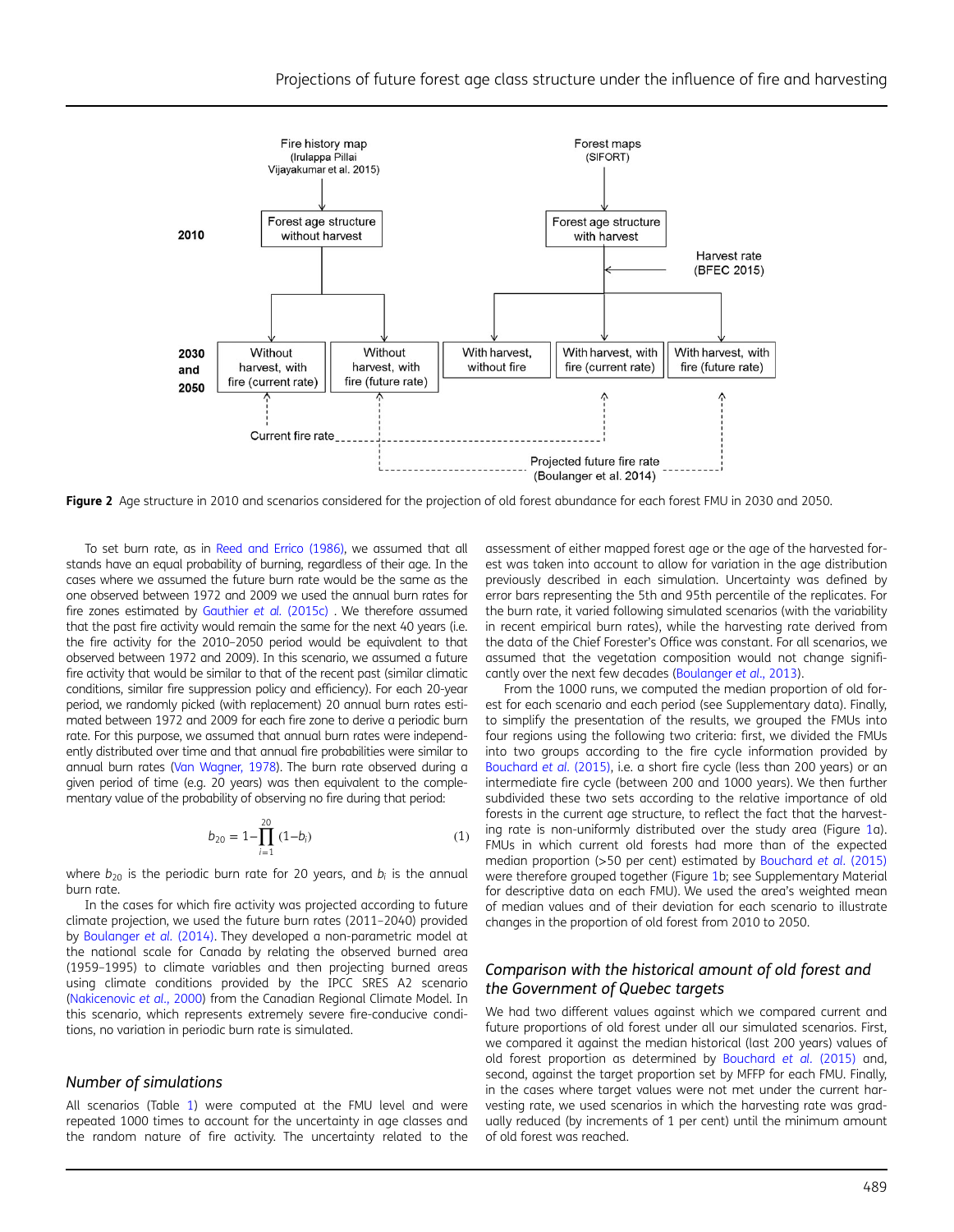**Figure 2** Age structure in 2010 and scenarios considered for the projection of old forest abundance for each forest FMU in 2030 and 2050.

To set burn rate, as in Reed and Errico (1986), we assumed that all stands have an equal probability of burning, regardless of their age. In the cases where we assumed the future burn rate would be the same as the one observed between 1972 and 2009 we used the annual burn rates for fire zones estimated by Gauthier *et al.* (2015c) . We therefore assumed that the past fire activity would remain the same for the next 40 years (i.e. the fire activity for the 2010–2050 period would be equivalent to that observed between 1972 and 2009). In this scenario, we assumed a future fire activity that would be similar to that of the recent past (similar climatic conditions, similar fire suppression policy and efficiency). For each 20-year period, we randomly picked (with replacement) 20 annual burn rates estimated between 1972 and 2009 for each fire zone to derive a periodic burn rate. For this purpose, we assumed that annual burn rates were independently distributed over time and that annual fire probabilities were similar to annual burn rates (Van Wagner, 1978). The burn rate observed during a given period of time (e.g. 20 years) was then equivalent to the complementary value of the probability of observing no fire during that period:

$$b_{20} = 1 - \prod_{i=1}^{20} (1 - b_i) \qquad (1)$$

where $b_{20}$ is the periodic burn rate for 20 years, and $b_i$ is the annual burn rate.

In the cases for which fire activity was projected according to future climate projection, we used the future burn rates (2011–2040) provided by Boulanger *et al.* (2014). They developed a non-parametric model at the national scale for Canada by relating the observed burned area (1959–1995) to climate variables and then projecting burned areas using climate conditions provided by the IPCC SRES A2 scenario (Nakicenovic *et al.*, 2000) from the Canadian Regional Climate Model. In this scenario, which represents extremely severe fire-conducive conditions, no variation in periodic burn rate is simulated.

### Number of simulations

All scenarios (Table 1) were computed at the FMU level and were repeated 1000 times to account for the uncertainty in age classes and the random nature of fire activity. The uncertainty related to the assessment of either mapped forest age or the age of the harvested forest was taken into account to allow for variation in the age distribution previously described in each simulation. Uncertainty was defined by error bars representing the 5th and 95th percentile of the replicates. For the burn rate, it varied following simulated scenarios (with the variability in recent empirical burn rates), while the harvesting rate derived from the data of the Chief Forester's Office was constant. For all scenarios, we assumed that the vegetation composition would not change significantly over the next few decades (Boulanger *et al.*, 2013).

From the 1000 runs, we computed the median proportion of old forest for each scenario and each period (see Supplementary data). Finally, to simplify the presentation of the results, we grouped the FMUs into four regions using the following two criteria: first, we divided the FMUs into two groups according to the fire cycle information provided by Bouchard *et al.* (2015), i.e. a short fire cycle (less than 200 years) or an intermediate fire cycle (between 200 and 1000 years). We then further subdivided these two sets according to the relative importance of old forests in the current age structure, to reflect the fact that the harvesting rate is non-uniformly distributed over the study area (Figure 1a). FMUs in which current old forests had more than of the expected median proportion (>50 per cent) estimated by Bouchard *et al.* (2015) were therefore grouped together (Figure 1b; see Supplementary Material for descriptive data on each FMU). We used the area's weighted mean of median values and of their deviation for each scenario to illustrate changes in the proportion of old forest from 2010 to 2050.

### Comparison with the historical amount of old forest and the Government of Quebec targets

We had two different values against which we compared current and future proportions of old forest under all our simulated scenarios. First, we compared it against the median historical (last 200 years) values of old forest proportion as determined by Bouchard *et al.* (2015) and, second, against the target proportion set by MFFP for each FMU. Finally, in the cases where target values were not met under the current harvesting rate, we used scenarios in which the harvesting rate was gradually reduced (by increments of 1 per cent) until the minimum amount of old forest was reached.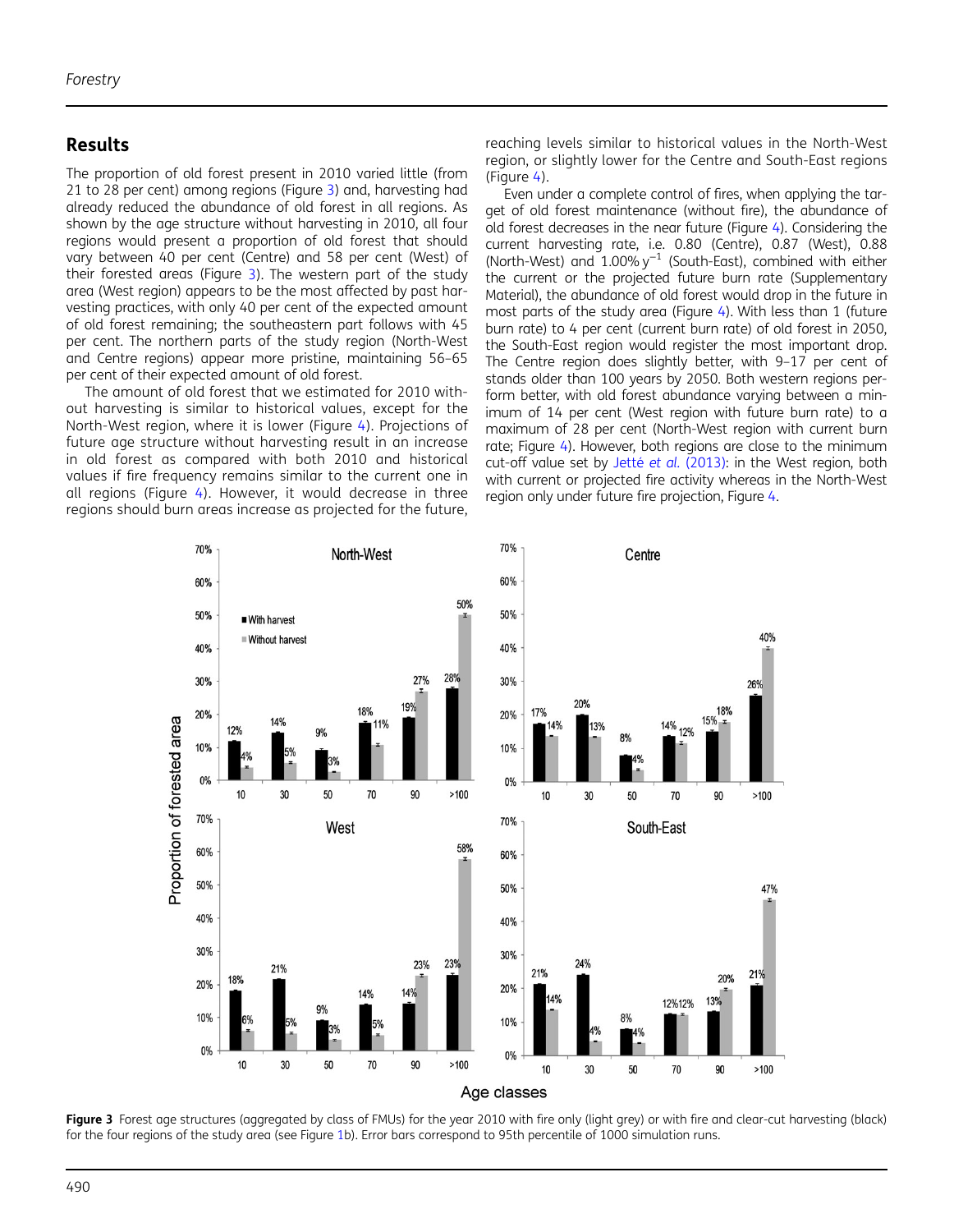## Results

The proportion of old forest present in 2010 varied little (from 21 to 28 per cent) among regions (Figure 3) and, harvesting had already reduced the abundance of old forest in all regions. As shown by the age structure without harvesting in 2010, all four regions would present a proportion of old forest that should vary between 40 per cent (Centre) and 58 per cent (West) of their forested areas (Figure 3). The western part of the study area (West region) appears to be the most affected by past harvesting practices, with only 40 per cent of the expected amount of old forest remaining; the southeastern part follows with 45 per cent. The northern parts of the study region (North-West and Centre regions) appear more pristine, maintaining 56–65 per cent of their expected amount of old forest.

The amount of old forest that we estimated for 2010 without harvesting is similar to historical values, except for the North-West region, where it is lower (Figure 4). Projections of future age structure without harvesting result in an increase in old forest as compared with both 2010 and historical values if fire frequency remains similar to the current one in all regions (Figure 4). However, it would decrease in three regions should burn areas increase as projected for the future, reaching levels similar to historical values in the North-West region, or slightly lower for the Centre and South-East regions (Figure 4).

Even under a complete control of fires, when applying the target of old forest maintenance (without fire), the abundance of old forest decreases in the near future (Figure 4). Considering the current harvesting rate, i.e. 0.80 (Centre), 0.87 (West), 0.88 (North-West) and 1.00% $y^{-1}$ (South-East), combined with either the current or the projected future burn rate (Supplementary Material), the abundance of old forest would drop in the future in most parts of the study area (Figure 4). With less than 1 (future burn rate) to 4 per cent (current burn rate) of old forest in 2050, the South-East region would register the most important drop. The Centre region does slightly better, with 9–17 per cent of stands older than 100 years by 2050. Both western regions perform better, with old forest abundance varying between a minimum of 14 per cent (West region with future burn rate) to a maximum of 28 per cent (North-West region with current burn rate; Figure 4). However, both regions are close to the minimum cut-off value set by Jetté *et al.* (2013): in the West region, both with current or projected fire activity whereas in the North-West region only under future fire projection, Figure 4.

**Figure 3** Forest age structures (aggregated by class of FMUs) for the year 2010 with fire only (light grey) or with fire and clear-cut harvesting (black) for the four regions of the study area (see Figure 1b). Error bars correspond to 95th percentile of 1000 simulation runs.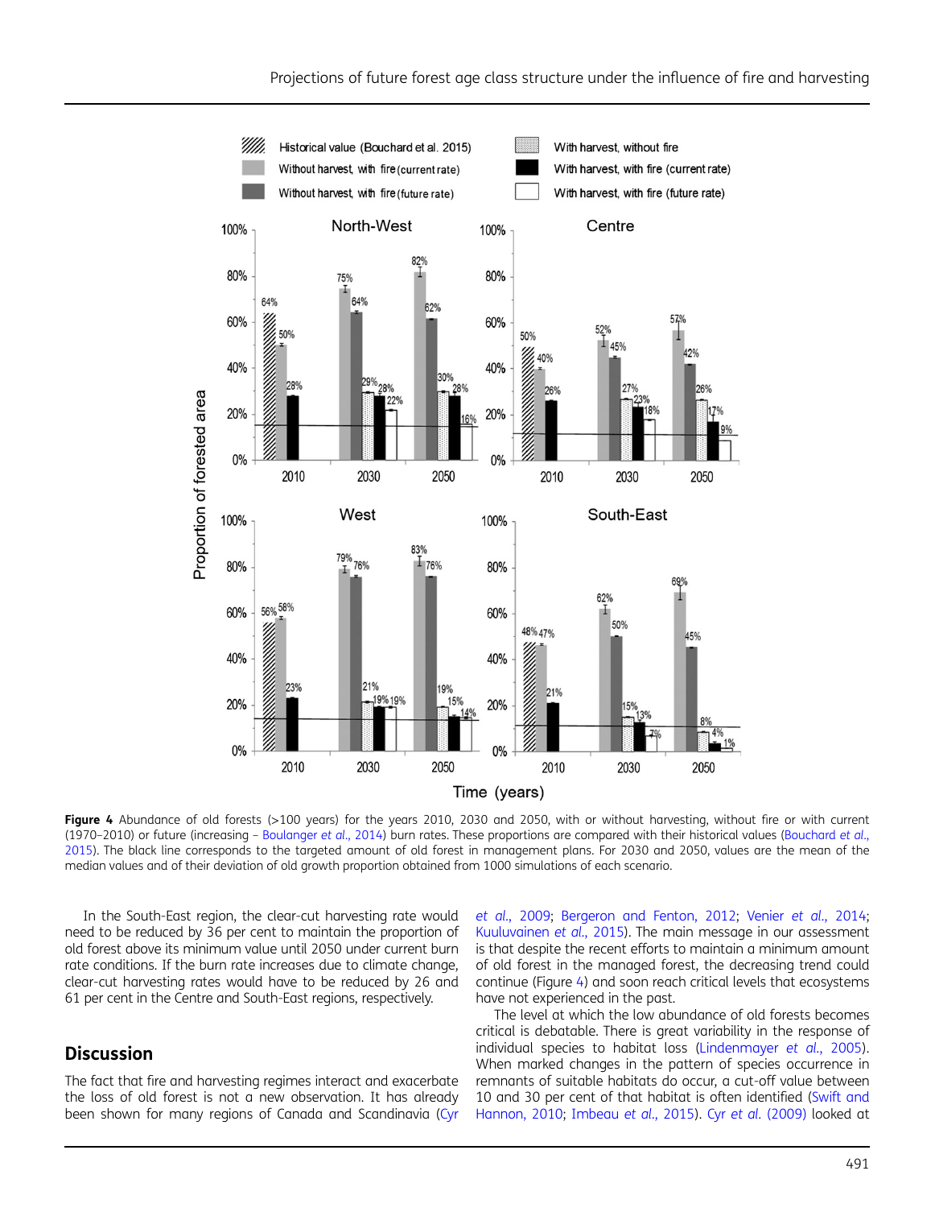**Figure 4** Abundance of old forests (>100 years) for the years 2010, 2030 and 2050, with or without harvesting, without fire or with current (1970–2010) or future (increasing – Boulanger *et al*., 2014) burn rates. These proportions are compared with their historical values (Bouchard *et al*., 2015). The black line corresponds to the targeted amount of old forest in management plans. For 2030 and 2050, values are the mean of the median values and of their deviation of old growth proportion obtained from 1000 simulations of each scenario.

In the South-East region, the clear-cut harvesting rate would need to be reduced by 36 per cent to maintain the proportion of old forest above its minimum value until 2050 under current burn rate conditions. If the burn rate increases due to climate change, clear-cut harvesting rates would have to be reduced by 26 and 61 per cent in the Centre and South-East regions, respectively.

## Discussion

The fact that fire and harvesting regimes interact and exacerbate the loss of old forest is not a new observation. It has already been shown for many regions of Canada and Scandinavia (Cyr *et al*., 2009; Bergeron and Fenton, 2012; Venier *et al*., 2014; Kuuluvainen *et al*., 2015). The main message in our assessment is that despite the recent efforts to maintain a minimum amount of old forest in the managed forest, the decreasing trend could continue (Figure 4) and soon reach critical levels that ecosystems have not experienced in the past.

The level at which the low abundance of old forests becomes critical is debatable. There is great variability in the response of individual species to habitat loss (Lindenmayer *et al*., 2005). When marked changes in the pattern of species occurrence in remnants of suitable habitats do occur, a cut-off value between 10 and 30 per cent of that habitat is often identified (Swift and Hannon, 2010; Imbeau *et al*., 2015). Cyr *et al*. (2009) looked at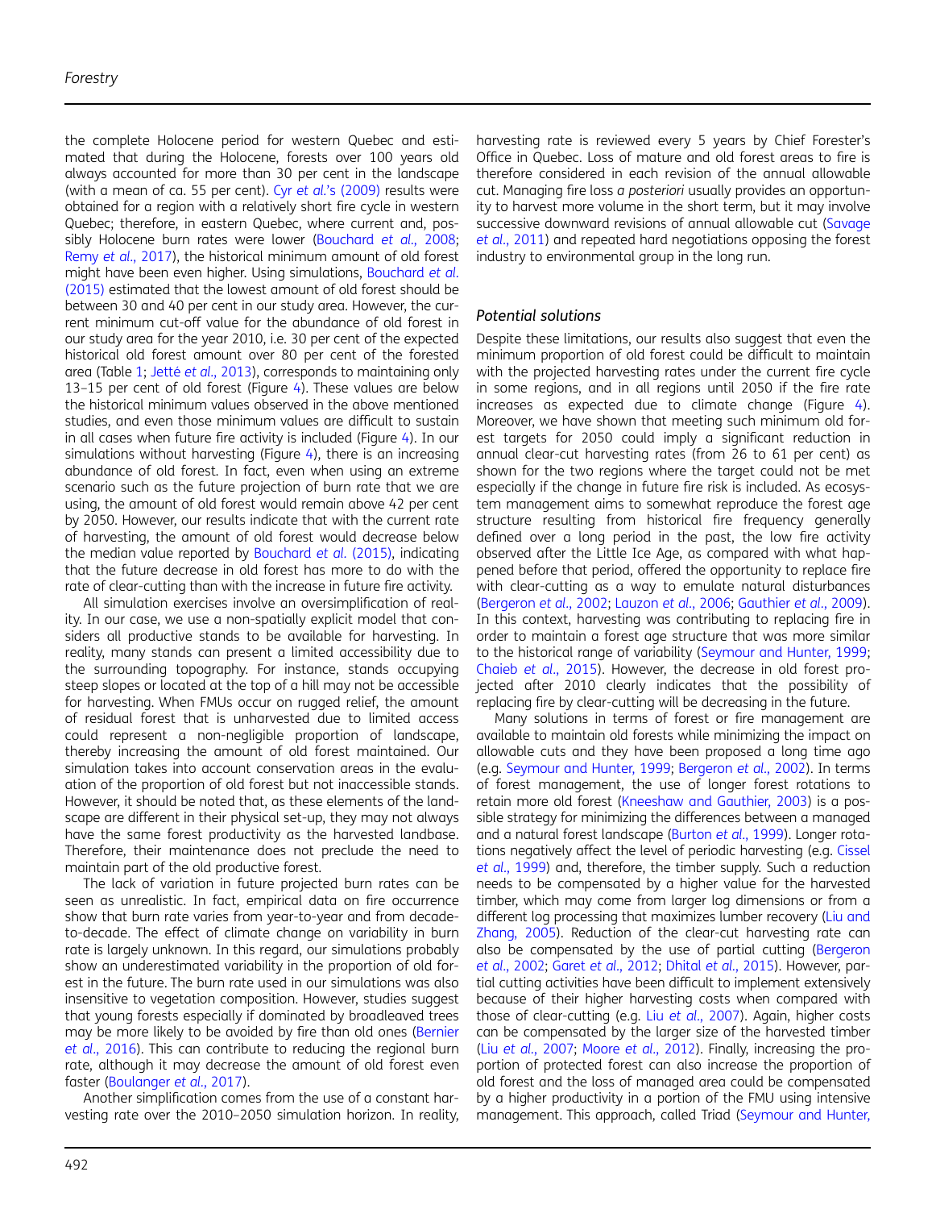the complete Holocene period for western Quebec and estimated that during the Holocene, forests over 100 years old always accounted for more than 30 per cent in the landscape (with a mean of ca. 55 per cent). Cyr *et al.*'s (2009) results were obtained for a region with a relatively short fire cycle in western Quebec; therefore, in eastern Quebec, where current and, possibly Holocene burn rates were lower (Bouchard *et al.*, 2008; Remy *et al.*, 2017), the historical minimum amount of old forest might have been even higher. Using simulations, Bouchard *et al.* (2015) estimated that the lowest amount of old forest should be between 30 and 40 per cent in our study area. However, the current minimum cut-off value for the abundance of old forest in our study area for the year 2010, i.e. 30 per cent of the expected historical old forest amount over 80 per cent of the forested area (Table 1; Jetté *et al.*, 2013), corresponds to maintaining only 13–15 per cent of old forest (Figure 4). These values are below the historical minimum values observed in the above mentioned studies, and even those minimum values are difficult to sustain in all cases when future fire activity is included (Figure 4). In our simulations without harvesting (Figure 4), there is an increasing abundance of old forest. In fact, even when using an extreme scenario such as the future projection of burn rate that we are using, the amount of old forest would remain above 42 per cent by 2050. However, our results indicate that with the current rate of harvesting, the amount of old forest would decrease below the median value reported by Bouchard *et al.* (2015), indicating that the future decrease in old forest has more to do with the rate of clear-cutting than with the increase in future fire activity.

All simulation exercises involve an oversimplification of reality. In our case, we use a non-spatially explicit model that considers all productive stands to be available for harvesting. In reality, many stands can present a limited accessibility due to the surrounding topography. For instance, stands occupying steep slopes or located at the top of a hill may not be accessible for harvesting. When FMUs occur on rugged relief, the amount of residual forest that is unharvested due to limited access could represent a non-negligible proportion of landscape, thereby increasing the amount of old forest maintained. Our simulation takes into account conservation areas in the evaluation of the proportion of old forest but not inaccessible stands. However, it should be noted that, as these elements of the landscape are different in their physical set-up, they may not always have the same forest productivity as the harvested landbase. Therefore, their maintenance does not preclude the need to maintain part of the old productive forest.

The lack of variation in future projected burn rates can be seen as unrealistic. In fact, empirical data on fire occurrence show that burn rate varies from year-to-year and from decade-to-decade. The effect of climate change on variability in burn rate is largely unknown. In this regard, our simulations probably show an underestimated variability in the proportion of old forest in the future. The burn rate used in our simulations was also insensitive to vegetation composition. However, studies suggest that young forests especially if dominated by broadleaved trees may be more likely to be avoided by fire than old ones (Bernier *et al.*, 2016). This can contribute to reducing the regional burn rate, although it may decrease the amount of old forest even faster (Boulanger *et al.*, 2017).

Another simplification comes from the use of a constant harvesting rate over the 2010–2050 simulation horizon. In reality, harvesting rate is reviewed every 5 years by Chief Forester's Office in Quebec. Loss of mature and old forest areas to fire is therefore considered in each revision of the annual allowable cut. Managing fire loss *a posteriori* usually provides an opportunity to harvest more volume in the short term, but it may involve successive downward revisions of annual allowable cut (Savage *et al.*, 2011) and repeated hard negotiations opposing the forest industry to environmental group in the long run.

## Potential solutions

Despite these limitations, our results also suggest that even the minimum proportion of old forest could be difficult to maintain with the projected harvesting rates under the current fire cycle in some regions, and in all regions until 2050 if the fire rate increases as expected due to climate change (Figure 4). Moreover, we have shown that meeting such minimum old forest targets for 2050 could imply a significant reduction in annual clear-cut harvesting rates (from 26 to 61 per cent) as shown for the two regions where the target could not be met especially if the change in future fire risk is included. As ecosystem management aims to somewhat reproduce the forest age structure resulting from historical fire frequency generally defined over a long period in the past, the low fire activity observed after the Little Ice Age, as compared with what happened before that period, offered the opportunity to replace fire with clear-cutting as a way to emulate natural disturbances (Bergeron *et al.*, 2002; Lauzon *et al.*, 2006; Gauthier *et al.*, 2009). In this context, harvesting was contributing to replacing fire in order to maintain a forest age structure that was more similar to the historical range of variability (Seymour and Hunter, 1999; Chaieb *et al.*, 2015). However, the decrease in old forest projected after 2010 clearly indicates that the possibility of replacing fire by clear-cutting will be decreasing in the future.

Many solutions in terms of forest or fire management are available to maintain old forests while minimizing the impact on allowable cuts and they have been proposed a long time ago (e.g. Seymour and Hunter, 1999; Bergeron *et al.*, 2002). In terms of forest management, the use of longer forest rotations to retain more old forest (Kneeshaw and Gauthier, 2003) is a possible strategy for minimizing the differences between a managed and a natural forest landscape (Burton *et al.*, 1999). Longer rotations negatively affect the level of periodic harvesting (e.g. Cissel *et al.*, 1999) and, therefore, the timber supply. Such a reduction needs to be compensated by a higher value for the harvested timber, which may come from larger log dimensions or from a different log processing that maximizes lumber recovery (Liu and Zhang, 2005). Reduction of the clear-cut harvesting rate can also be compensated by the use of partial cutting (Bergeron *et al.*, 2002; Garet *et al.*, 2012; Dhital *et al.*, 2015). However, partial cutting activities have been difficult to implement extensively because of their higher harvesting costs when compared with those of clear-cutting (e.g. Liu *et al.*, 2007). Again, higher costs can be compensated by the larger size of the harvested timber (Liu *et al.*, 2007; Moore *et al.*, 2012). Finally, increasing the proportion of protected forest can also increase the proportion of old forest and the loss of managed area could be compensated by a higher productivity in a portion of the FMU using intensive management. This approach, called Triad (Seymour and Hunter,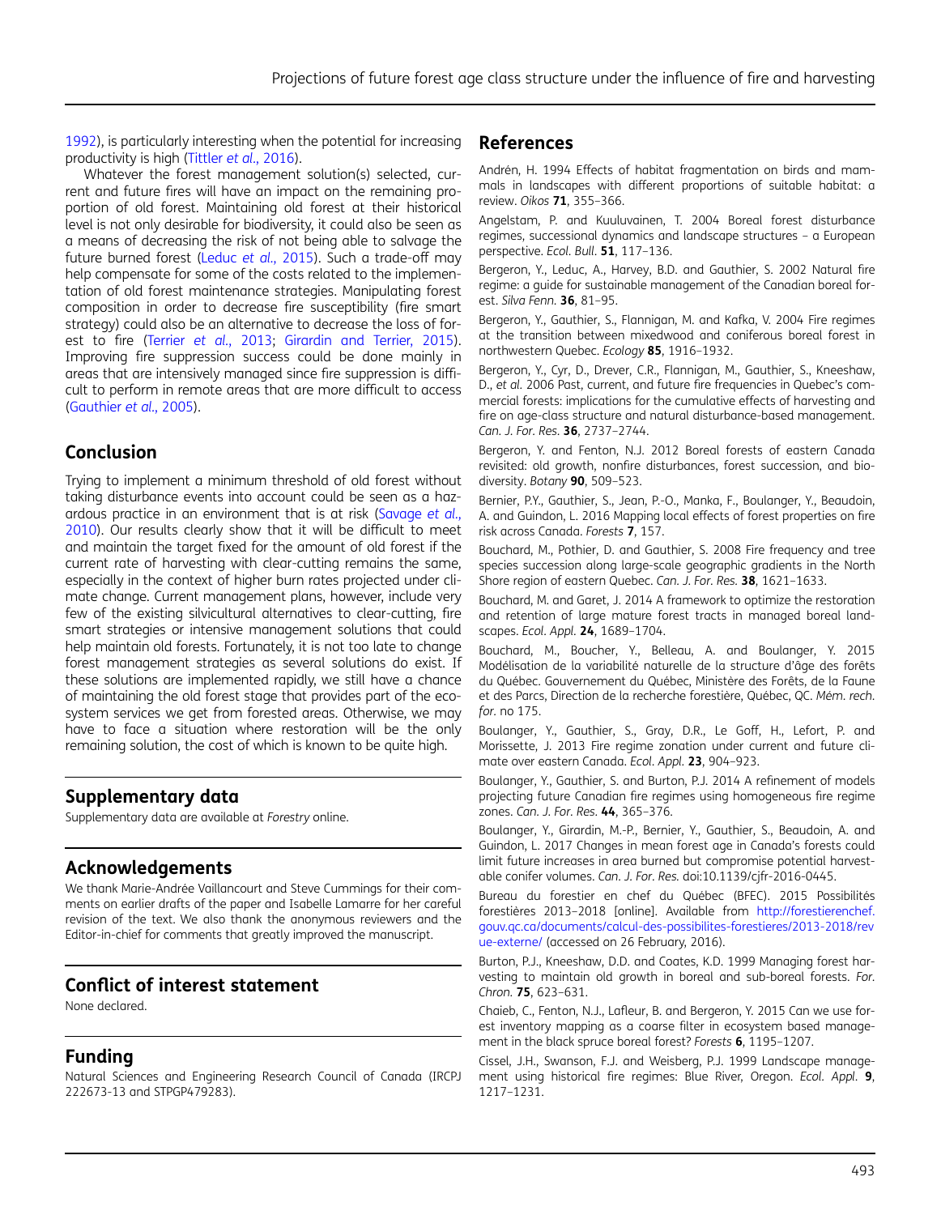1992), is particularly interesting when the potential for increasing productivity is high (Tittler *et al*., 2016).

Whatever the forest management solution(s) selected, current and future fires will have an impact on the remaining proportion of old forest. Maintaining old forest at their historical level is not only desirable for biodiversity, it could also be seen as a means of decreasing the risk of not being able to salvage the future burned forest (Leduc *et al*., 2015). Such a trade-off may help compensate for some of the costs related to the implementation of old forest maintenance strategies. Manipulating forest composition in order to decrease fire susceptibility (fire smart strategy) could also be an alternative to decrease the loss of forest to fire (Terrier *et al*., 2013; Girardin and Terrier, 2015). Improving fire suppression success could be done mainly in areas that are intensively managed since fire suppression is difficult to perform in remote areas that are more difficult to access (Gauthier *et al*., 2005).

## Conclusion

Trying to implement a minimum threshold of old forest without taking disturbance events into account could be seen as a hazardous practice in an environment that is at risk (Savage *et al*., 2010). Our results clearly show that it will be difficult to meet and maintain the target fixed for the amount of old forest if the current rate of harvesting with clear-cutting remains the same, especially in the context of higher burn rates projected under climate change. Current management plans, however, include very few of the existing silvicultural alternatives to clear-cutting, fire smart strategies or intensive management solutions that could help maintain old forests. Fortunately, it is not too late to change forest management strategies as several solutions do exist. If these solutions are implemented rapidly, we still have a chance of maintaining the old forest stage that provides part of the ecosystem services we get from forested areas. Otherwise, we may have to face a situation where restoration will be the only remaining solution, the cost of which is known to be quite high.

## Supplementary data

Supplementary data are available at *Forestry* online.

## Acknowledgements

We thank Marie-Andrée Vaillancourt and Steve Cummings for their comments on earlier drafts of the paper and Isabelle Lamarre for her careful revision of the text. We also thank the anonymous reviewers and the Editor-in-chief for comments that greatly improved the manuscript.

## Conflict of interest statement

None declared.

## Funding

Natural Sciences and Engineering Research Council of Canada (IRCPJ 222673-13 and STPGP479283).

## References

Andrén, H. 1994 Effects of habitat fragmentation on birds and mammals in landscapes with different proportions of suitable habitat: a review. *Oikos* **71**, 355–366.

Angelstam, P. and Kuuluvainen, T. 2004 Boreal forest disturbance regimes, successional dynamics and landscape structures – a European perspective. *Ecol. Bull.* **51**, 117–136.

Bergeron, Y., Leduc, A., Harvey, B.D. and Gauthier, S. 2002 Natural fire regime: a guide for sustainable management of the Canadian boreal forest. *Silva Fenn.* **36**, 81–95.

Bergeron, Y., Gauthier, S., Flannigan, M. and Kafka, V. 2004 Fire regimes at the transition between mixedwood and coniferous boreal forest in northwestern Quebec. *Ecology* **85**, 1916–1932.

Bergeron, Y., Cyr, D., Drever, C.R., Flannigan, M., Gauthier, S., Kneeshaw, D., *et al*. 2006 Past, current, and future fire frequencies in Quebec's commercial forests: implications for the cumulative effects of harvesting and fire on age-class structure and natural disturbance-based management. *Can. J. For. Res.* **36**, 2737–2744.

Bergeron, Y. and Fenton, N.J. 2012 Boreal forests of eastern Canada revisited: old growth, nonfire disturbances, forest succession, and biodiversity. *Botany* **90**, 509–523.

Bernier, P.Y., Gauthier, S., Jean, P.-O., Manka, F., Boulanger, Y., Beaudoin, A. and Guindon, L. 2016 Mapping local effects of forest properties on fire risk across Canada. *Forests* **7**, 157.

Bouchard, M., Pothier, D. and Gauthier, S. 2008 Fire frequency and tree species succession along large-scale geographic gradients in the North Shore region of eastern Quebec. *Can. J. For. Res.* **38**, 1621–1633.

Bouchard, M. and Garet, J. 2014 A framework to optimize the restoration and retention of large mature forest tracts in managed boreal landscapes. *Ecol. Appl.* **24**, 1689–1704.

Bouchard, M., Boucher, Y., Belleau, A. and Boulanger, Y. 2015 Modélisation de la variabilité naturelle de la structure d'âge des forêts du Québec. Gouvernement du Québec, Ministère des Forêts, de la Faune et des Parcs, Direction de la recherche forestière, Québec, QC. *Mém. rech. for.* no 175.

Boulanger, Y., Gauthier, S., Gray, D.R., Le Goff, H., Lefort, P. and Morissette, J. 2013 Fire regime zonation under current and future climate over eastern Canada. *Ecol. Appl.* **23**, 904–923.

Boulanger, Y., Gauthier, S. and Burton, P.J. 2014 A refinement of models projecting future Canadian fire regimes using homogeneous fire regime zones. *Can. J. For. Res.* **44**, 365–376.

Boulanger, Y., Girardin, M.-P., Bernier, Y., Gauthier, S., Beaudoin, A. and Guindon, L. 2017 Changes in mean forest age in Canada's forests could limit future increases in area burned but compromise potential harvestable conifer volumes. *Can. J. For. Res.* doi:10.1139/cjfr-2016-0445.

Bureau du forestier en chef du Québec (BFEC). 2015 Possibilités forestières 2013–2018 [online]. Available from http://forestierenchef.gouv.qc.ca/documents/calcul-des-possibilites-forestieres/2013-2018/revue-externe/ (accessed on 26 February, 2016).

Burton, P.J., Kneeshaw, D.D. and Coates, K.D. 1999 Managing forest harvesting to maintain old growth in boreal and sub-boreal forests. *For. Chron.* **75**, 623–631.

Chaieb, C., Fenton, N.J., Lafleur, B. and Bergeron, Y. 2015 Can we use forest inventory mapping as a coarse filter in ecosystem based management in the black spruce boreal forest? *Forests* **6**, 1195–1207.

Cissel, J.H., Swanson, F.J. and Weisberg, P.J. 1999 Landscape management using historical fire regimes: Blue River, Oregon. *Ecol. Appl.* **9**, 1217–1231.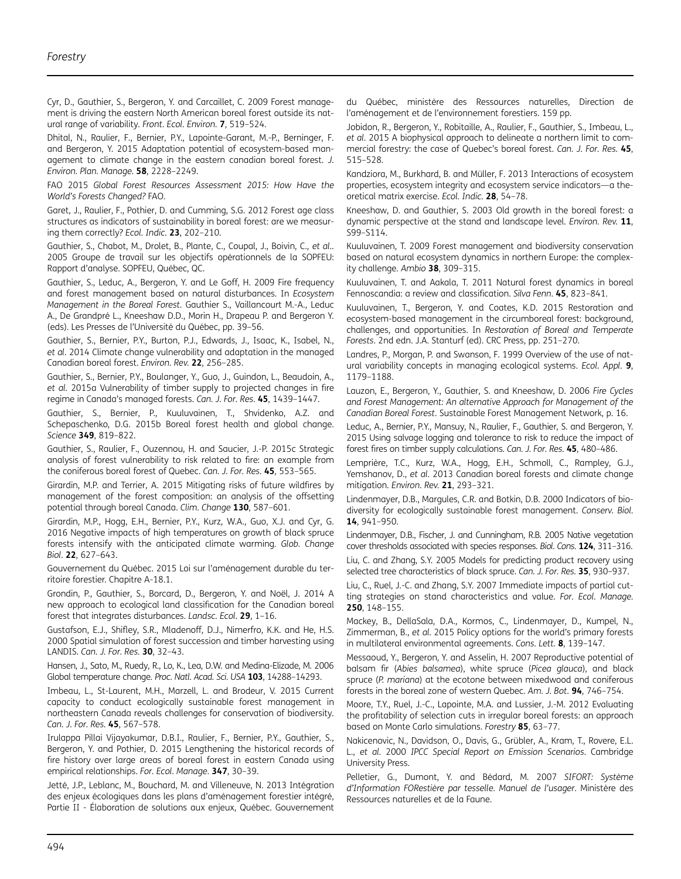Cyr, D., Gauthier, S., Bergeron, Y. and Carcaillet, C. 2009 Forest management is driving the eastern North American boreal forest outside its natural range of variability. *Front. Ecol. Environ.* **7**, 519–524.

Dhital, N., Raulier, F., Bernier, P.Y., Lapointe-Garant, M.-P., Berninger, F. and Bergeron, Y. 2015 Adaptation potential of ecosystem-based management to climate change in the eastern canadian boreal forest. *J. Environ. Plan. Manage.* **58**, 2228–2249.

FAO 2015 *Global Forest Resources Assessment 2015: How Have the World's Forests Changed?* FAO.

Garet, J., Raulier, F., Pothier, D. and Cumming, S.G. 2012 Forest age class structures as indicators of sustainability in boreal forest: are we measuring them correctly? *Ecol. Indic.* **23**, 202–210.

Gauthier, S., Chabot, M., Drolet, B., Plante, C., Coupal, J., Boivin, C., *et al.*. 2005 Groupe de travail sur les objectifs opérationnels de la SOPFEU: Rapport d'analyse. SOPFEU, Québec, QC.

Gauthier, S., Leduc, A., Bergeron, Y. and Le Goff, H. 2009 Fire frequency and forest management based on natural disturbances. In *Ecosystem Management in the Boreal Forest*. Gauthier S., Vaillancourt M.-A., Leduc A., De Grandpré L., Kneeshaw D.D., Morin H., Drapeau P. and Bergeron Y. (eds). Les Presses de l'Université du Québec, pp. 39–56.

Gauthier, S., Bernier, P.Y., Burton, P.J., Edwards, J., Isaac, K., Isabel, N., *et al.* 2014 Climate change vulnerability and adaptation in the managed Canadian boreal forest. *Environ. Rev.* **22**, 256–285.

Gauthier, S., Bernier, P.Y., Boulanger, Y., Guo, J., Guindon, L., Beaudoin, A., *et al.* 2015a Vulnerability of timber supply to projected changes in fire regime in Canada's managed forests. *Can. J. For. Res.* **45**, 1439–1447.

Gauthier, S., Bernier, P., Kuuluvainen, T., Shvidenko, A.Z. and Schepaschenko, D.G. 2015b Boreal forest health and global change. *Science* **349**, 819–822.

Gauthier, S., Raulier, F., Ouzennou, H. and Saucier, J.-P. 2015c Strategic analysis of forest vulnerability to risk related to fire: an example from the coniferous boreal forest of Quebec. *Can. J. For. Res.* **45**, 553–565.

Girardin, M.P. and Terrier, A. 2015 Mitigating risks of future wildfires by management of the forest composition: an analysis of the offsetting potential through boreal Canada. *Clim. Change* **130**, 587–601.

Girardin, M.P., Hogg, E.H., Bernier, P.Y., Kurz, W.A., Guo, X.J. and Cyr, G. 2016 Negative impacts of high temperatures on growth of black spruce forests intensify with the anticipated climate warming. *Glob. Change Biol.* **22**, 627–643.

Gouvernement du Québec. 2015 Loi sur l'aménagement durable du territoire forestier. Chapitre A-18.1.

Grondin, P., Gauthier, S., Borcard, D., Bergeron, Y. and Noël, J. 2014 A new approach to ecological land classification for the Canadian boreal forest that integrates disturbances. *Landsc. Ecol.* **29**, 1–16.

Gustafson, E.J., Shifley, S.R., Mladenoff, D.J., Nimerfro, K.K. and He, H.S. 2000 Spatial simulation of forest succession and timber harvesting using LANDIS. *Can. J. For. Res.* **30**, 32–43.

Hansen, J., Sato, M., Ruedy, R., Lo, K., Lea, D.W. and Medina-Elizade, M. 2006 Global temperature change. *Proc. Natl. Acad. Sci. USA* **103**, 14288–14293.

Imbeau, L., St-Laurent, M.H., Marzell, L. and Brodeur, V. 2015 Current capacity to conduct ecologically sustainable forest management in northeastern Canada reveals challenges for conservation of biodiversity. *Can. J. For. Res.* **45**, 567–578.

Irulappa Pillai Vijayakumar, D.B.I., Raulier, F., Bernier, P.Y., Gauthier, S., Bergeron, Y. and Pothier, D. 2015 Lengthening the historical records of fire history over large areas of boreal forest in eastern Canada using empirical relationships. *For. Ecol. Manage.* **347**, 30–39.

Jetté, J.P., Leblanc, M., Bouchard, M. and Villeneuve, N. 2013 Intégration des enjeux écologiques dans les plans d'aménagement forestier intégré, Partie II - Élaboration de solutions aux enjeux, Québec. Gouvernement du Québec, ministère des Ressources naturelles, Direction de l'aménagement et de l'environnement forestiers. 159 pp.

Jobidon, R., Bergeron, Y., Robitaille, A., Raulier, F., Gauthier, S., Imbeau, L., *et al.* 2015 A biophysical approach to delineate a northern limit to commercial forestry: the case of Quebec's boreal forest. *Can. J. For. Res.* **45**, 515–528.

Kandziora, M., Burkhard, B. and Müller, F. 2013 Interactions of ecosystem properties, ecosystem integrity and ecosystem service indicators—a theoretical matrix exercise. *Ecol. Indic.* **28**, 54–78.

Kneeshaw, D. and Gauthier, S. 2003 Old growth in the boreal forest: a dynamic perspective at the stand and landscape level. *Environ. Rev.* **11**, S99–S114.

Kuuluvainen, T. 2009 Forest management and biodiversity conservation based on natural ecosystem dynamics in northern Europe: the complexity challenge. *Ambio* **38**, 309–315.

Kuuluvainen, T. and Aakala, T. 2011 Natural forest dynamics in boreal Fennoscandia: a review and classification. *Silva Fenn.* **45**, 823–841.

Kuuluvainen, T., Bergeron, Y. and Coates, K.D. 2015 Restoration and ecosystem-based management in the circumboreal forest: background, challenges, and opportunities. In *Restoration of Boreal and Temperate Forests*. 2nd edn. J.A. Stanturf (ed). CRC Press, pp. 251–270.

Landres, P., Morgan, P. and Swanson, F. 1999 Overview of the use of natural variability concepts in managing ecological systems. *Ecol. Appl.* **9**, 1179–1188.

Lauzon, E., Bergeron, Y., Gauthier, S. and Kneeshaw, D. 2006 *Fire Cycles and Forest Management: An alternative Approach for Management of the Canadian Boreal Forest*. Sustainable Forest Management Network, p. 16.

Leduc, A., Bernier, P.Y., Mansuy, N., Raulier, F., Gauthier, S. and Bergeron, Y. 2015 Using salvage logging and tolerance to risk to reduce the impact of forest fires on timber supply calculations. *Can. J. For. Res.* **45**, 480–486.

Lemprière, T.C., Kurz, W.A., Hogg, E.H., Schmoll, C., Rampley, G.J., Yemshanov, D., *et al.* 2013 Canadian boreal forests and climate change mitigation. *Environ. Rev.* **21**, 293–321.

Lindenmayer, D.B., Margules, C.R. and Botkin, D.B. 2000 Indicators of biodiversity for ecologically sustainable forest management. *Conserv. Biol.* **14**, 941–950.

Lindenmayer, D.B., Fischer, J. and Cunningham, R.B. 2005 Native vegetation cover thresholds associated with species responses. *Biol. Cons.* **124**, 311–316.

Liu, C. and Zhang, S.Y. 2005 Models for predicting product recovery using selected tree characteristics of black spruce. *Can. J. For. Res.* **35**, 930–937.

Liu, C., Ruel, J.-C. and Zhang, S.Y. 2007 Immediate impacts of partial cutting strategies on stand characteristics and value. *For. Ecol. Manage.* **250**, 148–155.

Mackey, B., DellaSala, D.A., Kormos, C., Lindenmayer, D., Kumpel, N., Zimmerman, B., *et al.* 2015 Policy options for the world's primary forests in multilateral environmental agreements. *Cons. Lett.* **8**, 139–147.

Messaoud, Y., Bergeron, Y. and Asselin, H. 2007 Reproductive potential of balsam fir (*Abies balsamea*), white spruce (*Picea glauca*), and black spruce (*P. mariana*) at the ecotone between mixedwood and coniferous forests in the boreal zone of western Quebec. *Am. J. Bot.* **94**, 746–754.

Moore, T.Y., Ruel, J.-C., Lapointe, M.A. and Lussier, J.-M. 2012 Evaluating the profitability of selection cuts in irregular boreal forests: an approach based on Monte Carlo simulations. *Forestry* **85**, 63–77.

Nakicenovic, N., Davidson, O., Davis, G., Grübler, A., Kram, T., Rovere, E.L. L., *et al.* 2000 *IPCC Special Report on Emission Scenarios*. Cambridge University Press.

Pelletier, G., Dumont, Y. and Bédard, M. 2007 *SIFORT: Système d'Information FORestière par tesselle. Manuel de l'usager*. Ministère des Ressources naturelles et de la Faune.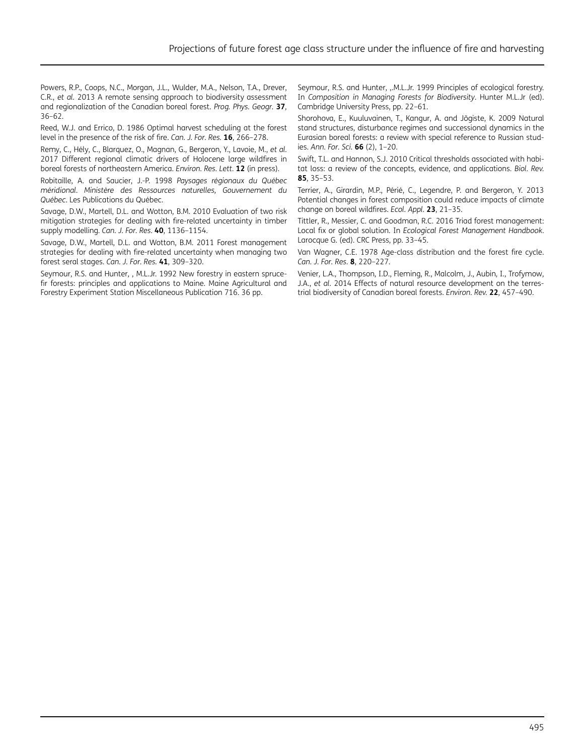Powers, R.P., Coops, N.C., Morgan, J.L., Wulder, M.A., Nelson, T.A., Drever, C.R., *et al.* 2013 A remote sensing approach to biodiversity assessment and regionalization of the Canadian boreal forest. *Prog. Phys. Geogr.* **37**, 36–62.

Reed, W.J. and Errico, D. 1986 Optimal harvest scheduling at the forest level in the presence of the risk of fire. *Can. J. For. Res.* **16**, 266–278.

Remy, C., Hély, C., Blarquez, O., Magnan, G., Bergeron, Y., Lavoie, M., *et al.* 2017 Different regional climatic drivers of Holocene large wildfires in boreal forests of northeastern America. *Environ. Res. Lett.* **12** (in press).

Robitaille, A. and Saucier, J.-P. 1998 *Paysages régionaux du Québec méridional*. *Ministère des Ressources naturelles, Gouvernement du Québec*. Les Publications du Québec.

Savage, D.W., Martell, D.L. and Wotton, B.M. 2010 Evaluation of two risk mitigation strategies for dealing with fire-related uncertainty in timber supply modelling. *Can. J. For. Res.* **40**, 1136–1154.

Savage, D.W., Martell, D.L. and Wotton, B.M. 2011 Forest management strategies for dealing with fire-related uncertainty when managing two forest seral stages. *Can. J. For. Res.* **41**, 309–320.

Seymour, R.S. and Hunter, , M.L.Jr. 1992 New forestry in eastern spruce-fir forests: principles and applications to Maine. Maine Agricultural and Forestry Experiment Station Miscellaneous Publication 716. 36 pp.

Seymour, R.S. and Hunter, ,.M.L.Jr. 1999 Principles of ecological forestry. In *Composition in Managing Forests for Biodiversity*. Hunter M.L.Jr (ed). Cambridge University Press, pp. 22–61.

Shorohova, E., Kuuluvainen, T., Kangur, A. and Jõgiste, K. 2009 Natural stand structures, disturbance regimes and successional dynamics in the Eurasian boreal forests: a review with special reference to Russian studies. *Ann. For. Sci.* **66** (2), 1–20.

Swift, T.L. and Hannon, S.J. 2010 Critical thresholds associated with habitat loss: a review of the concepts, evidence, and applications. *Biol. Rev.* **85**, 35–53.

Terrier, A., Girardin, M.P., Périé, C., Legendre, P. and Bergeron, Y. 2013 Potential changes in forest composition could reduce impacts of climate change on boreal wildfires. *Ecol. Appl.* **23**, 21–35.

Tittler, R., Messier, C. and Goodman, R.C. 2016 Triad forest management: Local fix or global solution. In *Ecological Forest Management Handbook*. Larocque G. (ed). CRC Press, pp. 33–45.

Van Wagner, C.E. 1978 Age-class distribution and the forest fire cycle. *Can. J. For. Res.* **8**, 220–227.

Venier, L.A., Thompson, I.D., Fleming, R., Malcolm, J., Aubin, I., Trofymow, J.A., *et al.* 2014 Effects of natural resource development on the terrestrial biodiversity of Canadian boreal forests. *Environ. Rev.* **22**, 457–490.